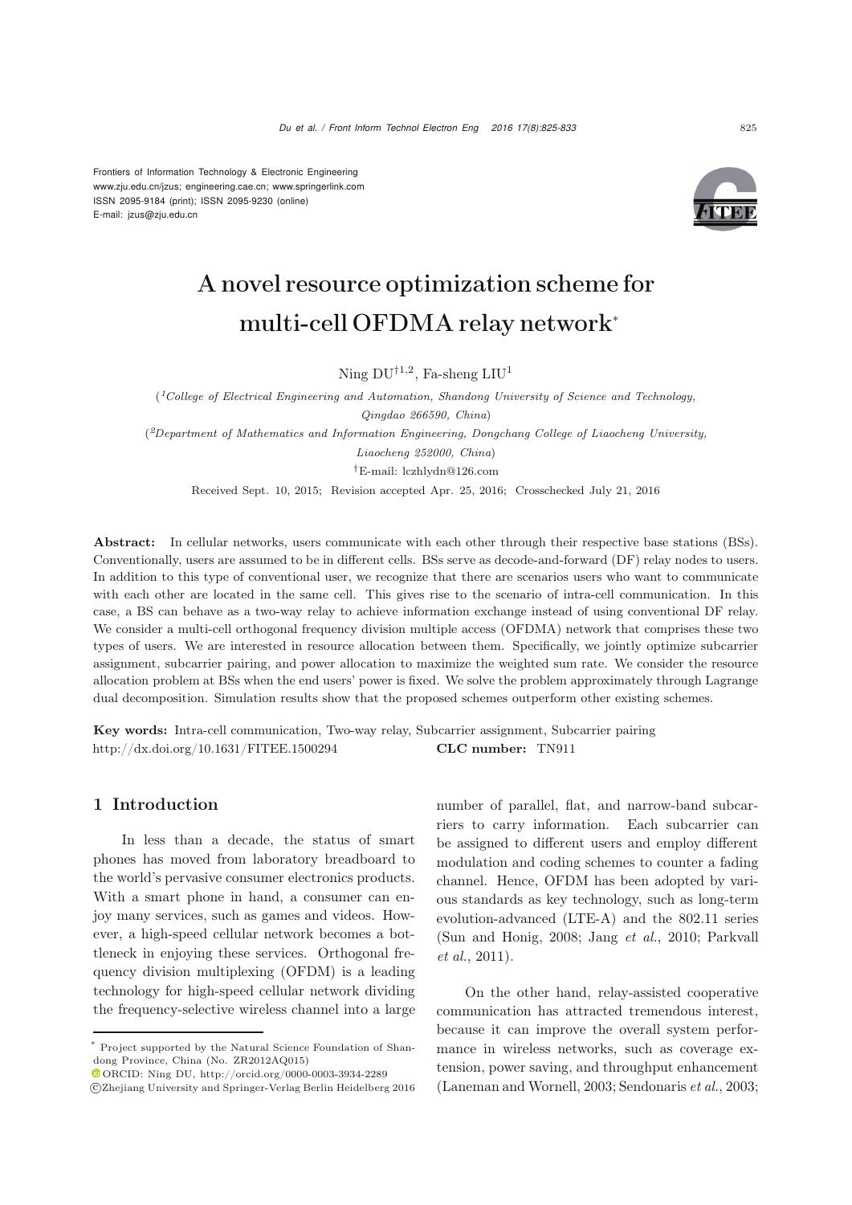Frontiers of Information Technology & Electronic Engineering
www.zju.edu.cn/jzus; engineering.cae.cn; www.springerlink.com
ISSN 2095-9184 (print); ISSN 2095-9230 (online)
E-mail: jzus@zju.edu.cn

# A novel resource optimization scheme for multi-cell OFDMA relay network*

Ning DU[†1,2], Fa-sheng LIU[1]

([1]*College of Electrical Engineering and Automation, Shandong University of Science and Technology, Qingdao 266590, China*)

([2]*Department of Mathematics and Information Engineering, Dongchang College of Liaocheng University, Liaocheng 252000, China*)

[†]E-mail: lczhlydn@126.com

Received Sept. 10, 2015; Revision accepted Apr. 25, 2016; Crosschecked July 21, 2016

**Abstract:** In cellular networks, users communicate with each other through their respective base stations (BSs). Conventionally, users are assumed to be in different cells. BSs serve as decode-and-forward (DF) relay nodes to users. In addition to this type of conventional user, we recognize that there are scenarios users who want to communicate with each other are located in the same cell. This gives rise to the scenario of intra-cell communication. In this case, a BS can behave as a two-way relay to achieve information exchange instead of using conventional DF relay. We consider a multi-cell orthogonal frequency division multiple access (OFDMA) network that comprises these two types of users. We are interested in resource allocation between them. Specifically, we jointly optimize subcarrier assignment, subcarrier pairing, and power allocation to maximize the weighted sum rate. We consider the resource allocation problem at BSs when the end users' power is fixed. We solve the problem approximately through Lagrange dual decomposition. Simulation results show that the proposed schemes outperform other existing schemes.

**Key words:** Intra-cell communication, Two-way relay, Subcarrier assignment, Subcarrier pairing
http://dx.doi.org/10.1631/FITEE.1500294 **CLC number:** TN911

## 1 Introduction

In less than a decade, the status of smart phones has moved from laboratory breadboard to the world's pervasive consumer electronics products. With a smart phone in hand, a consumer can enjoy many services, such as games and videos. However, a high-speed cellular network becomes a bottleneck in enjoying these services. Orthogonal frequency division multiplexing (OFDM) is a leading technology for high-speed cellular network dividing the frequency-selective wireless channel into a large number of parallel, flat, and narrow-band subcarriers to carry information. Each subcarrier can be assigned to different users and employ different modulation and coding schemes to counter a fading channel. Hence, OFDM has been adopted by various standards as key technology, such as long-term evolution-advanced (LTE-A) and the 802.11 series (Sun and Honig, 2008; Jang *et al.*, 2010; Parkvall *et al.*, 2011).

On the other hand, relay-assisted cooperative communication has attracted tremendous interest, because it can improve the overall system performance in wireless networks, such as coverage extension, power saving, and throughput enhancement (Laneman and Wornell, 2003; Sendonaris *et al.*, 2003;

---

* Project supported by the Natural Science Foundation of Shandong Province, China (No. ZR2012AQ015)

ORCID: Ning DU, http://orcid.org/0000-0003-3934-2289

©Zhejiang University and Springer-Verlag Berlin Heidelberg 2016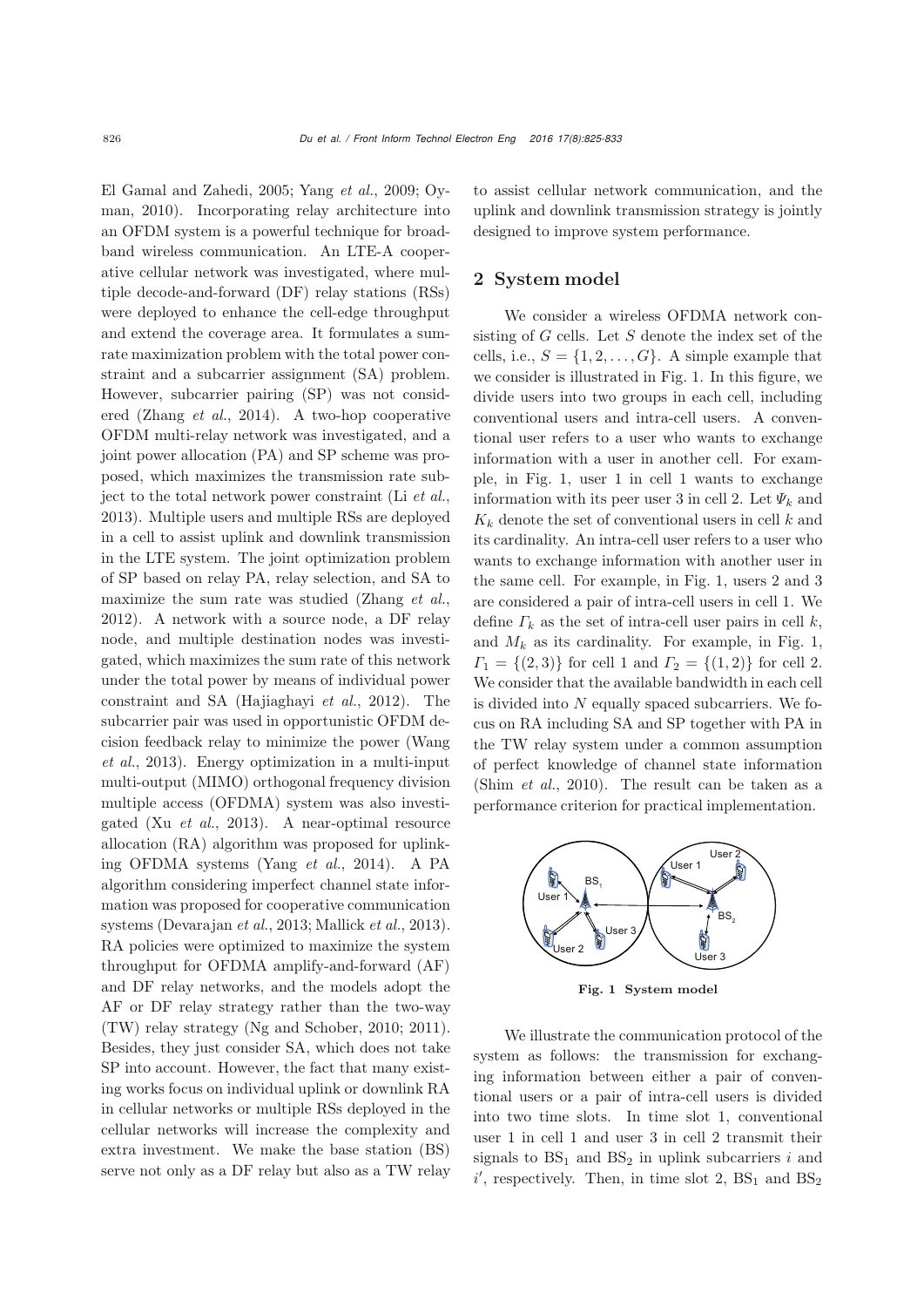El Gamal and Zahedi, 2005; Yang *et al.*, 2009; Oyman, 2010). Incorporating relay architecture into an OFDM system is a powerful technique for broadband wireless communication. An LTE-A cooperative cellular network was investigated, where multiple decode-and-forward (DF) relay stations (RSs) were deployed to enhance the cell-edge throughput and extend the coverage area. It formulates a sum-rate maximization problem with the total power constraint and a subcarrier assignment (SA) problem. However, subcarrier pairing (SP) was not considered (Zhang *et al.*, 2014). A two-hop cooperative OFDM multi-relay network was investigated, and a joint power allocation (PA) and SP scheme was proposed, which maximizes the transmission rate subject to the total network power constraint (Li *et al.*, 2013). Multiple users and multiple RSs are deployed in a cell to assist uplink and downlink transmission in the LTE system. The joint optimization problem of SP based on relay PA, relay selection, and SA to maximize the sum rate was studied (Zhang *et al.*, 2012). A network with a source node, a DF relay node, and multiple destination nodes was investigated, which maximizes the sum rate of this network under the total power by means of individual power constraint and SA (Hajiaghayi *et al.*, 2012). The subcarrier pair was used in opportunistic OFDM decision feedback relay to minimize the power (Wang *et al.*, 2013). Energy optimization in a multi-input multi-output (MIMO) orthogonal frequency division multiple access (OFDMA) system was also investigated (Xu *et al.*, 2013). A near-optimal resource allocation (RA) algorithm was proposed for uplinking OFDMA systems (Yang *et al.*, 2014). A PA algorithm considering imperfect channel state information was proposed for cooperative communication systems (Devarajan *et al.*, 2013; Mallick *et al.*, 2013). RA policies were optimized to maximize the system throughput for OFDMA amplify-and-forward (AF) and DF relay networks, and the models adopt the AF or DF relay strategy rather than the two-way (TW) relay strategy (Ng and Schober, 2010; 2011). Besides, they just consider SA, which does not take SP into account. However, the fact that many existing works focus on individual uplink or downlink RA in cellular networks or multiple RSs deployed in the cellular networks will increase the complexity and extra investment. We make the base station (BS) serve not only as a DF relay but also as a TW relay to assist cellular network communication, and the uplink and downlink transmission strategy is jointly designed to improve system performance.

## 2 System model

We consider a wireless OFDMA network consisting of $G$ cells. Let $S$ denote the index set of the cells, i.e., $S = \{1, 2, \ldots, G\}$. A simple example that we consider is illustrated in Fig. 1. In this figure, we divide users into two groups in each cell, including conventional users and intra-cell users. A conventional user refers to a user who wants to exchange information with a user in another cell. For example, in Fig. 1, user 1 in cell 1 wants to exchange information with its peer user 3 in cell 2. Let $\Psi_k$ and $K_k$ denote the set of conventional users in cell $k$ and its cardinality. An intra-cell user refers to a user who wants to exchange information with another user in the same cell. For example, in Fig. 1, users 2 and 3 are considered a pair of intra-cell users in cell 1. We define $\Gamma_k$ as the set of intra-cell user pairs in cell $k$, and $M_k$ as its cardinality. For example, in Fig. 1, $\Gamma_1 = \{(2, 3)\}$ for cell 1 and $\Gamma_2 = \{(1, 2)\}$ for cell 2. We consider that the available bandwidth in each cell is divided into $N$ equally spaced subcarriers. We focus on RA including SA and SP together with PA in the TW relay system under a common assumption of perfect knowledge of channel state information (Shim *et al.*, 2010). The result can be taken as a performance criterion for practical implementation.

**Fig. 1 System model**

We illustrate the communication protocol of the system as follows: the transmission for exchanging information between either a pair of conventional users or a pair of intra-cell users is divided into two time slots. In time slot 1, conventional user 1 in cell 1 and user 3 in cell 2 transmit their signals to $\text{BS}_1$ and $\text{BS}_2$ in uplink subcarriers $i$ and $i'$, respectively. Then, in time slot 2, $\text{BS}_1$ and $\text{BS}_2$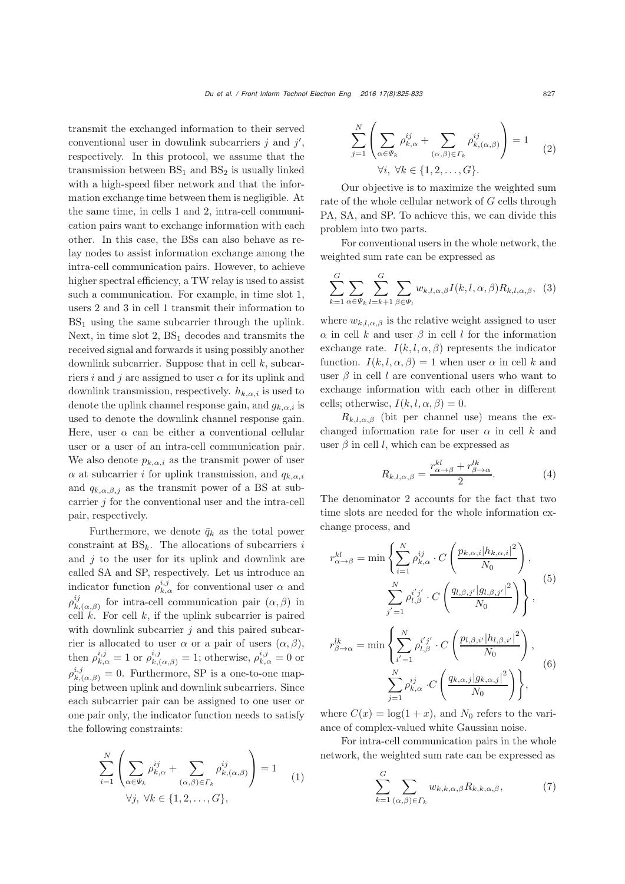transmit the exchanged information to their served conventional user in downlink subcarriers $j$ and $j'$, respectively. In this protocol, we assume that the transmission between $BS_1$ and $BS_2$ is usually linked with a high-speed fiber network and that the information exchange time between them is negligible. At the same time, in cells 1 and 2, intra-cell communication pairs want to exchange information with each other. In this case, the BSs can also behave as relay nodes to assist information exchange among the intra-cell communication pairs. However, to achieve higher spectral efficiency, a TW relay is used to assist such a communication. For example, in time slot 1, users 2 and 3 in cell 1 transmit their information to $BS_1$ using the same subcarrier through the uplink. Next, in time slot 2, $BS_1$ decodes and transmits the received signal and forwards it using possibly another downlink subcarrier. Suppose that in cell $k$, subcarriers $i$ and $j$ are assigned to user $\alpha$ for its uplink and downlink transmission, respectively. $h_{k,\alpha,i}$ is used to denote the uplink channel response gain, and $g_{k,\alpha,i}$ is used to denote the downlink channel response gain. Here, user $\alpha$ can be either a conventional cellular user or a user of an intra-cell communication pair. We also denote $p_{k,\alpha,i}$ as the transmit power of user $\alpha$ at subcarrier $i$ for uplink transmission, and $q_{k,\alpha,i}$ and $q_{k,\alpha,\beta,j}$ as the transmit power of a BS at subcarrier $j$ for the conventional user and the intra-cell pair, respectively.

Furthermore, we denote $\bar{q}_k$ as the total power constraint at $BS_k$. The allocations of subcarriers $i$ and $j$ to the user for its uplink and downlink are called SA and SP, respectively. Let us introduce an indicator function $\rho_{k,\alpha}^{i,j}$ for conventional user $\alpha$ and $\rho_{k,(\alpha,\beta)}^{ij}$ for intra-cell communication pair $(\alpha,\beta)$ in cell $k$. For cell $k$, if the uplink subcarrier is paired with downlink subcarrier $j$ and this paired subcarrier is allocated to user $\alpha$ or a pair of users $(\alpha,\beta)$, then $\rho_{k,\alpha}^{i,j}=1$ or $\rho_{k,(\alpha,\beta)}^{i,j}=1$; otherwise, $\rho_{k,\alpha}^{i,j}=0$ or $\rho_{k,(\alpha,\beta)}^{i,j}=0$. Furthermore, SP is a one-to-one mapping between uplink and downlink subcarriers. Since each subcarrier pair can be assigned to one user or one pair only, the indicator function needs to satisfy the following constraints:

$$
\sum_{i=1}^{N}\left(\sum_{\alpha\in\Psi_k}\rho_{k,\alpha}^{ij}+\sum_{(\alpha,\beta)\in\Gamma_k}\rho_{k,(\alpha,\beta)}^{ij}\right)=1 \quad (1)
$$
$$
\forall j,\ \forall k\in\{1,2,\ldots,G\},
$$

$$
\sum_{j=1}^{N}\left(\sum_{\alpha\in\Psi_k}\rho_{k,\alpha}^{ij}+\sum_{(\alpha,\beta)\in\Gamma_k}\rho_{k,(\alpha,\beta)}^{ij}\right)=1 \quad (2)
$$
$$
\forall i,\ \forall k\in\{1,2,\ldots,G\}.
$$

Our objective is to maximize the weighted sum rate of the whole cellular network of $G$ cells through PA, SA, and SP. To achieve this, we can divide this problem into two parts.

For conventional users in the whole network, the weighted sum rate can be expressed as

$$
\sum_{k=1}^{G}\sum_{\alpha\in\Psi_k}\sum_{l=k+1}^{G}\sum_{\beta\in\Psi_l}w_{k,l,\alpha,\beta}I(k,l,\alpha,\beta)R_{k,l,\alpha,\beta}, \quad (3)
$$

where $w_{k,l,\alpha,\beta}$ is the relative weight assigned to user $\alpha$ in cell $k$ and user $\beta$ in cell $l$ for the information exchange rate. $I(k,l,\alpha,\beta)$ represents the indicator function. $I(k,l,\alpha,\beta)=1$ when user $\alpha$ in cell $k$ and user $\beta$ in cell $l$ are conventional users who want to exchange information with each other in different cells; otherwise, $I(k,l,\alpha,\beta)=0$.

$R_{k,l,\alpha,\beta}$ (bit per channel use) means the exchanged information rate for user $\alpha$ in cell $k$ and user $\beta$ in cell $l$, which can be expressed as

$$
R_{k,l,\alpha,\beta}=\frac{r_{\alpha\rightarrow\beta}^{kl}+r_{\beta\rightarrow\alpha}^{lk}}{2}. \quad (4)
$$

The denominator 2 accounts for the fact that two time slots are needed for the whole information exchange process, and

$$
\begin{aligned}
r_{\alpha\rightarrow\beta}^{kl}=\min\Bigg\{&\sum_{i=1}^{N}\rho_{k,\alpha}^{ij}\cdot C\left(\frac{p_{k,\alpha,i}|h_{k,\alpha,i}|^2}{N_0}\right),\\
&\sum_{j'=1}^{N}\rho_{l,\beta}^{i'j'}\cdot C\left(\frac{q_{l,\beta,j'}|g_{l,\beta,j'}|^2}{N_0}\right)\Bigg\},
\end{aligned} \quad (5)
$$

$$
\begin{aligned}
r_{\beta\rightarrow\alpha}^{lk}=\min\Bigg\{&\sum_{i'=1}^{N}\rho_{l,\beta}^{i'j'}\cdot C\left(\frac{p_{l,\beta,i'}|h_{l,\beta,i'}|^2}{N_0}\right),\\
&\sum_{j=1}^{N}\rho_{k,\alpha}^{ij}\cdot C\left(\frac{q_{k,\alpha,j}|g_{k,\alpha,j}|^2}{N_0}\right)\Bigg\},
\end{aligned} \quad (6)
$$

where $C(x)=\log(1+x)$, and $N_0$ refers to the variance of complex-valued white Gaussian noise.

For intra-cell communication pairs in the whole network, the weighted sum rate can be expressed as

$$
\sum_{k=1}^{G}\sum_{(\alpha,\beta)\in\Gamma_k}w_{k,k,\alpha,\beta}R_{k,k,\alpha,\beta}, \quad (7)
$$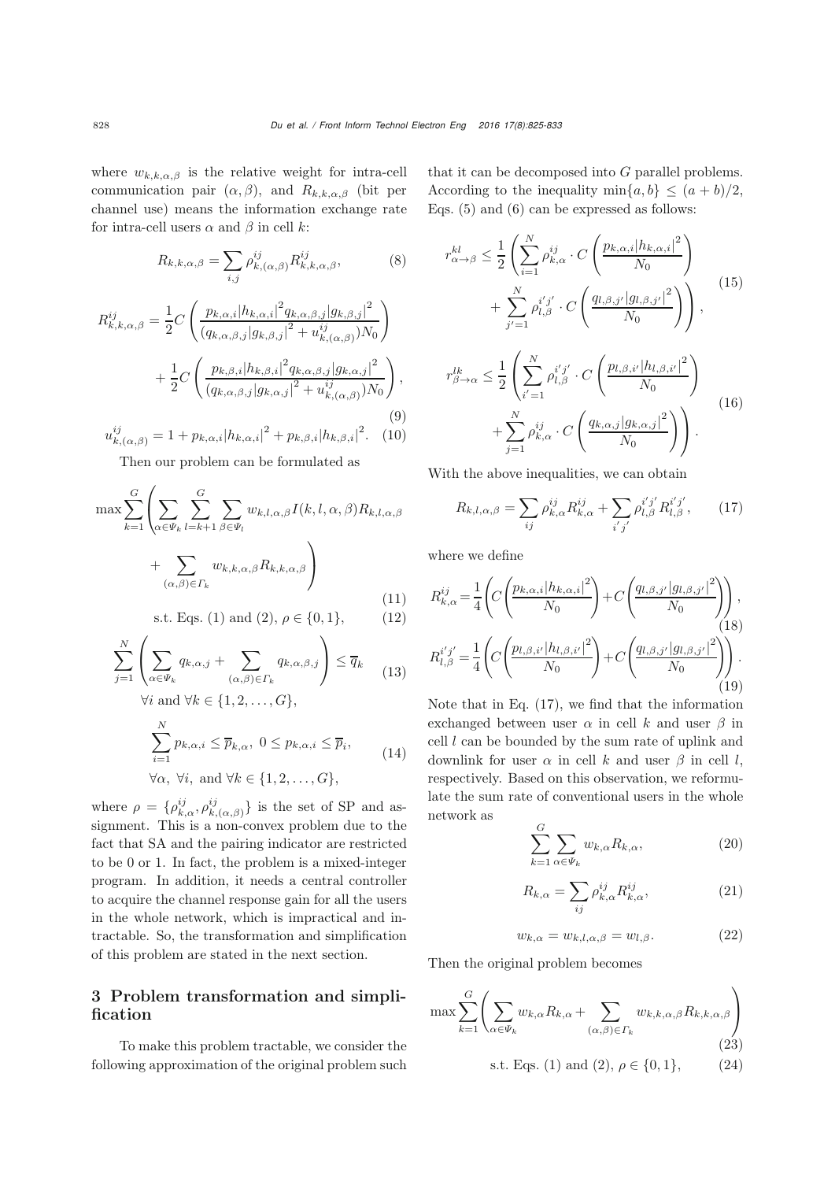where $w_{k,k,\alpha,\beta}$ is the relative weight for intra-cell communication pair $(\alpha, \beta)$, and $R_{k,k,\alpha,\beta}$ (bit per channel use) means the information exchange rate for intra-cell users $\alpha$ and $\beta$ in cell $k$:

$$R_{k,k,\alpha,\beta} = \sum_{i,j} \rho_{k,(\alpha,\beta)}^{ij} R_{k,k,\alpha,\beta}^{ij}, \tag{8}$$

$$R_{k,k,\alpha,\beta}^{ij} = \frac{1}{2} C\left(\frac{p_{k,\alpha,i}|h_{k,\alpha,i}|^2 q_{k,\alpha,\beta,j}|g_{k,\beta,j}|^2}{(q_{k,\alpha,\beta,j}|g_{k,\beta,j}|^2 + u_{k,(\alpha,\beta)}^{ij})N_0}\right) + \frac{1}{2} C\left(\frac{p_{k,\beta,i}|h_{k,\beta,i}|^2 q_{k,\alpha,\beta,j}|g_{k,\alpha,j}|^2}{(q_{k,\alpha,\beta,j}|g_{k,\alpha,j}|^2 + u_{k,(\alpha,\beta)}^{ij})N_0}\right), \tag{9}$$

$$u_{k,(\alpha,\beta)}^{ij} = 1 + p_{k,\alpha,i}|h_{k,\alpha,i}|^2 + p_{k,\beta,i}|h_{k,\beta,i}|^2. \tag{10}$$

Then our problem can be formulated as

$$\max \sum_{k=1}^{G} \left( \sum_{\alpha \in \Psi_k} \sum_{l=k+1}^{G} \sum_{\beta \in \Psi_l} w_{k,l,\alpha,\beta} I(k,l,\alpha,\beta) R_{k,l,\alpha,\beta} + \sum_{(\alpha,\beta) \in \Gamma_k} w_{k,k,\alpha,\beta} R_{k,k,\alpha,\beta} \right) \tag{11}$$

$$\text{s.t. Eqs. (1) and (2)}, \rho \in \{0,1\}, \tag{12}$$

$$\sum_{j=1}^{N} \left( \sum_{\alpha \in \Psi_k} q_{k,\alpha,j} + \sum_{(\alpha,\beta) \in \Gamma_k} q_{k,\alpha,\beta,j} \right) \leq \overline{q}_k \quad \forall i \text{ and } \forall k \in \{1,2,\ldots,G\}, \tag{13}$$

$$\sum_{i=1}^{N} p_{k,\alpha,i} \leq \overline{p}_{k,\alpha}, \ 0 \leq p_{k,\alpha,i} \leq \overline{p}_i, \quad \forall \alpha, \ \forall i, \text{ and } \forall k \in \{1,2,\ldots,G\}, \tag{14}$$

where $\rho = \{\rho_{k,\alpha}^{ij}, \rho_{k,(\alpha,\beta)}^{ij}\}$ is the set of SP and assignment. This is a non-convex problem due to the fact that SA and the pairing indicator are restricted to be 0 or 1. In fact, the problem is a mixed-integer program. In addition, it needs a central controller to acquire the channel response gain for all the users in the whole network, which is impractical and intractable. So, the transformation and simplification of this problem are stated in the next section.

## 3 Problem transformation and simplification

To make this problem tractable, we consider the following approximation of the original problem such that it can be decomposed into $G$ parallel problems. According to the inequality $\min\{a,b\} \leq (a+b)/2$, Eqs. (5) and (6) can be expressed as follows:

$$r_{\alpha\to\beta}^{kl} \leq \frac{1}{2}\left(\sum_{i=1}^{N} \rho_{k,\alpha}^{ij} \cdot C\left(\frac{p_{k,\alpha,i}|h_{k,\alpha,i}|^2}{N_0}\right) + \sum_{j'=1}^{N} \rho_{l,\beta}^{i'j'} \cdot C\left(\frac{q_{l,\beta,j'}|g_{l,\beta,j'}|^2}{N_0}\right)\right), \tag{15}$$

$$r_{\beta\to\alpha}^{lk} \leq \frac{1}{2}\left(\sum_{i'=1}^{N} \rho_{l,\beta}^{i'j'} \cdot C\left(\frac{p_{l,\beta,i'}|h_{l,\beta,i'}|^2}{N_0}\right) + \sum_{j=1}^{N} \rho_{k,\alpha}^{ij} \cdot C\left(\frac{q_{k,\alpha,j}|g_{k,\alpha,j}|^2}{N_0}\right)\right). \tag{16}$$

With the above inequalities, we can obtain

$$R_{k,l,\alpha,\beta} = \sum_{ij} \rho_{k,\alpha}^{ij} R_{k,\alpha}^{ij} + \sum_{i'j'} \rho_{l,\beta}^{i'j'} R_{l,\beta}^{i'j'}, \tag{17}$$

where we define

$$R_{k,\alpha}^{ij} = \frac{1}{4}\left(C\left(\frac{p_{k,\alpha,i}|h_{k,\alpha,i}|^2}{N_0}\right) + C\left(\frac{q_{l,\beta,j'}|g_{l,\beta,j'}|^2}{N_0}\right)\right), \tag{18}$$

$$R_{l,\beta}^{i'j'} = \frac{1}{4}\left(C\left(\frac{p_{l,\beta,i'}|h_{l,\beta,i'}|^2}{N_0}\right) + C\left(\frac{q_{l,\beta,j'}|g_{l,\beta,j'}|^2}{N_0}\right)\right). \tag{19}$$

Note that in Eq. (17), we find that the information exchanged between user $\alpha$ in cell $k$ and user $\beta$ in cell $l$ can be bounded by the sum rate of uplink and downlink for user $\alpha$ in cell $k$ and user $\beta$ in cell $l$, respectively. Based on this observation, we reformulate the sum rate of conventional users in the whole network as

$$\sum_{k=1}^{G} \sum_{\alpha \in \Psi_k} w_{k,\alpha} R_{k,\alpha}, \tag{20}$$

$$R_{k,\alpha} = \sum_{ij} \rho_{k,\alpha}^{ij} R_{k,\alpha}^{ij}, \tag{21}$$

$$w_{k,\alpha} = w_{k,l,\alpha,\beta} = w_{l,\beta}. \tag{22}$$

Then the original problem becomes

$$\max \sum_{k=1}^{G} \left( \sum_{\alpha \in \Psi_k} w_{k,\alpha} R_{k,\alpha} + \sum_{(\alpha,\beta) \in \Gamma_k} w_{k,k,\alpha,\beta} R_{k,k,\alpha,\beta} \right) \tag{23}$$

$$\text{s.t. Eqs. (1) and (2)}, \rho \in \{0,1\}, \tag{24}$$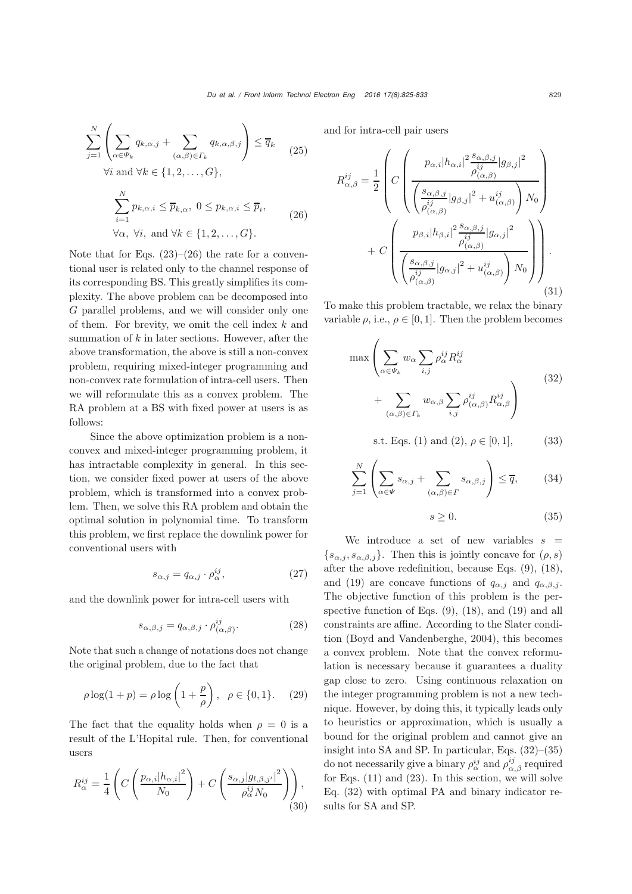$$\sum_{j=1}^{N}\left(\sum_{\alpha\in\Psi_k} q_{k,\alpha,j}+\sum_{(\alpha,\beta)\in\Gamma_k} q_{k,\alpha,\beta,j}\right)\leq \overline{q}_k \tag{25}$$
$$\forall i \text{ and } \forall k\in\{1,2,\ldots,G\},$$

$$\sum_{i=1}^{N} p_{k,\alpha,i}\leq \overline{p}_{k,\alpha},\ 0\leq p_{k,\alpha,i}\leq \overline{p}_i, \tag{26}$$
$$\forall\alpha,\ \forall i, \text{ and } \forall k\in\{1,2,\ldots,G\}.$$

Note that for Eqs. (23)–(26) the rate for a conventional user is related only to the channel response of its corresponding BS. This greatly simplifies its complexity. The above problem can be decomposed into $G$ parallel problems, and we will consider only one of them. For brevity, we omit the cell index $k$ and summation of $k$ in later sections. However, after the above transformation, the above is still a non-convex problem, requiring mixed-integer programming and non-convex rate formulation of intra-cell users. Then we will reformulate this as a convex problem. The RA problem at a BS with fixed power at users is as follows:

Since the above optimization problem is a non-convex and mixed-integer programming problem, it has intractable complexity in general. In this section, we consider fixed power at users of the above problem, which is transformed into a convex problem. Then, we solve this RA problem and obtain the optimal solution in polynomial time. To transform this problem, we first replace the downlink power for conventional users with

$$s_{\alpha,j}=q_{\alpha,j}\cdot\rho_{\alpha}^{ij}, \tag{27}$$

and the downlink power for intra-cell users with

$$s_{\alpha,\beta,j}=q_{\alpha,\beta,j}\cdot\rho_{(\alpha,\beta)}^{ij}. \tag{28}$$

Note that such a change of notations does not change the original problem, due to the fact that

$$\rho\log(1+p)=\rho\log\left(1+\frac{p}{\rho}\right),\quad \rho\in\{0,1\}. \tag{29}$$

The fact that the equality holds when $\rho=0$ is a result of the L'Hopital rule. Then, for conventional users

$$R_{\alpha}^{ij}=\frac{1}{4}\left(C\left(\frac{p_{\alpha,i}|h_{\alpha,i}|^2}{N_0}\right)+C\left(\frac{s_{\alpha,j}|g_{l,\beta,j'}|^2}{\rho_{\alpha}^{ij}N_0}\right)\right), \tag{30}$$

and for intra-cell pair users

$$R_{\alpha,\beta}^{ij}=\frac{1}{2}\left(C\left(\frac{p_{\alpha,i}|h_{\alpha,i}|^2\frac{s_{\alpha,\beta,j}}{\rho_{(\alpha,\beta)}^{ij}}|g_{\beta,j}|^2}{\left(\frac{s_{\alpha,\beta,j}}{\rho_{(\alpha,\beta)}^{ij}}|g_{\beta,j}|^2+u_{(\alpha,\beta)}^{ij}\right)N_0}\right)+C\left(\frac{p_{\beta,i}|h_{\beta,i}|^2\frac{s_{\alpha,\beta,j}}{\rho_{(\alpha,\beta)}^{ij}}|g_{\alpha,j}|^2}{\left(\frac{s_{\alpha,\beta,j}}{\rho_{(\alpha,\beta)}^{ij}}|g_{\alpha,j}|^2+u_{(\alpha,\beta)}^{ij}\right)N_0}\right)\right). \tag{31}$$

To make this problem tractable, we relax the binary variable $\rho$, i.e., $\rho\in[0,1]$. Then the problem becomes

$$\max\left(\sum_{\alpha\in\Psi_k} w_{\alpha}\sum_{i,j}\rho_{\alpha}^{ij}R_{\alpha}^{ij}+\sum_{(\alpha,\beta)\in\Gamma_k} w_{\alpha,\beta}\sum_{i,j}\rho_{(\alpha,\beta)}^{ij}R_{\alpha,\beta}^{ij}\right) \tag{32}$$

$$\text{s.t. Eqs. (1) and (2)},\ \rho\in[0,1], \tag{33}$$

$$\sum_{j=1}^{N}\left(\sum_{\alpha\in\Psi} s_{\alpha,j}+\sum_{(\alpha,\beta)\in\Gamma} s_{\alpha,\beta,j}\right)\leq\overline{q}, \tag{34}$$

$$s\geq 0. \tag{35}$$

We introduce a set of new variables $s=\{s_{\alpha,j},s_{\alpha,\beta,j}\}$. Then this is jointly concave for $(\rho,s)$ after the above redefinition, because Eqs. (9), (18), and (19) are concave functions of $q_{\alpha,j}$ and $q_{\alpha,\beta,j}$. The objective function of this problem is the perspective function of Eqs. (9), (18), and (19) and all constraints are affine. According to the Slater condition (Boyd and Vandenberghe, 2004), this becomes a convex problem. Note that the convex reformulation is necessary because it guarantees a duality gap close to zero. Using continuous relaxation on the integer programming problem is not a new technique. However, by doing this, it typically leads only to heuristics or approximation, which is usually a bound for the original problem and cannot give an insight into SA and SP. In particular, Eqs. (32)–(35) do not necessarily give a binary $\rho_{\alpha}^{ij}$ and $\rho_{\alpha,\beta}^{ij}$ required for Eqs. (11) and (23). In this section, we will solve Eq. (32) with optimal PA and binary indicator results for SA and SP.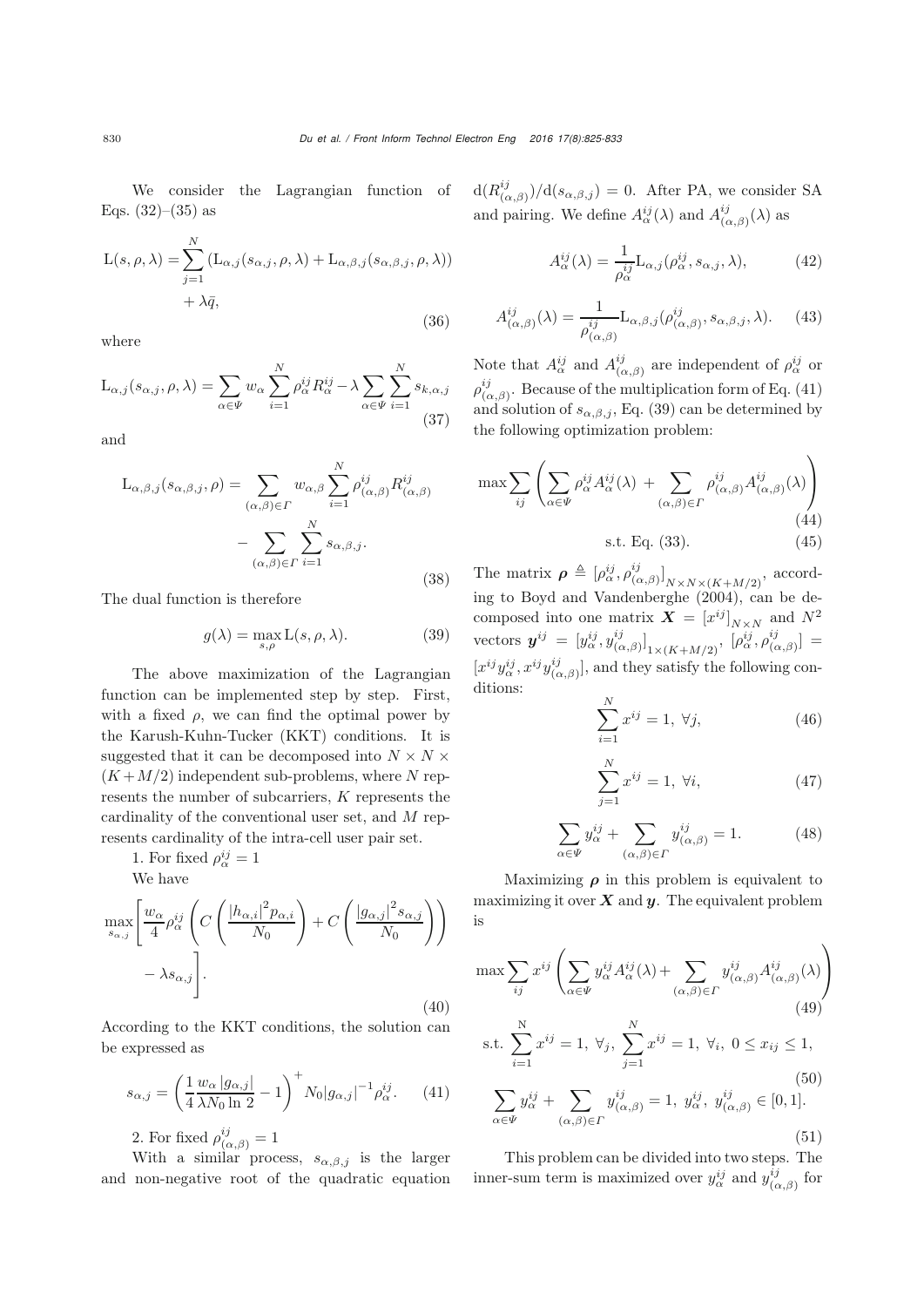We consider the Lagrangian function of Eqs. (32)–(35) as

$$\mathrm{L}(s,\rho,\lambda)=\sum_{j=1}^{N}\left(\mathrm{L}_{\alpha,j}(s_{\alpha,j},\rho,\lambda)+\mathrm{L}_{\alpha,\beta,j}(s_{\alpha,\beta,j},\rho,\lambda)\right)+\lambda\bar{q}, \tag{36}$$

where

$$\mathrm{L}_{\alpha,j}(s_{\alpha,j},\rho,\lambda)=\sum_{\alpha\in\Psi}w_{\alpha}\sum_{i=1}^{N}\rho_{\alpha}^{ij}R_{\alpha}^{ij}-\lambda\sum_{\alpha\in\Psi}\sum_{i=1}^{N}s_{k,\alpha,j} \tag{37}$$

and

$$\mathrm{L}_{\alpha,\beta,j}(s_{\alpha,\beta,j},\rho)=\sum_{(\alpha,\beta)\in\Gamma}w_{\alpha,\beta}\sum_{i=1}^{N}\rho_{(\alpha,\beta)}^{ij}R_{(\alpha,\beta)}^{ij}-\sum_{(\alpha,\beta)\in\Gamma}\sum_{i=1}^{N}s_{\alpha,\beta,j}. \tag{38}$$

The dual function is therefore

$$g(\lambda)=\max_{s,\rho}\mathrm{L}(s,\rho,\lambda). \tag{39}$$

The above maximization of the Lagrangian function can be implemented step by step. First, with a fixed $\rho$, we can find the optimal power by the Karush-Kuhn-Tucker (KKT) conditions. It is suggested that it can be decomposed into $N\times N\times(K+M/2)$ independent sub-problems, where $N$ represents the number of subcarriers, $K$ represents the cardinality of the conventional user set, and $M$ represents cardinality of the intra-cell user pair set.

1. For fixed $\rho_{\alpha}^{ij}=1$

We have

$$\max_{s_{\alpha,j}}\left[\frac{w_{\alpha}}{4}\rho_{\alpha}^{ij}\left(C\left(\frac{|h_{\alpha,i}|^2p_{\alpha,i}}{N_0}\right)+C\left(\frac{|g_{\alpha,j}|^2s_{\alpha,j}}{N_0}\right)\right)-\lambda s_{\alpha,j}\right]. \tag{40}$$

According to the KKT conditions, the solution can be expressed as

$$s_{\alpha,j}=\left(\frac{1}{4}\frac{w_{\alpha}\,|g_{\alpha,j}|}{\lambda N_0\ln 2}-1\right)^{+}N_0|g_{\alpha,j}|^{-1}\rho_{\alpha}^{ij}. \tag{41}$$

2. For fixed $\rho_{(\alpha,\beta)}^{ij}=1$

With a similar process, $s_{\alpha,\beta,j}$ is the larger and non-negative root of the quadratic equation $\mathrm{d}(R_{(\alpha,\beta)}^{ij})/\mathrm{d}(s_{\alpha,\beta,j})=0$. After PA, we consider SA and pairing. We define $A_{\alpha}^{ij}(\lambda)$ and $A_{(\alpha,\beta)}^{ij}(\lambda)$ as

$$A_{\alpha}^{ij}(\lambda)=\frac{1}{\rho_{\alpha}^{ij}}\mathrm{L}_{\alpha,j}(\rho_{\alpha}^{ij},s_{\alpha,j},\lambda), \tag{42}$$

$$A_{(\alpha,\beta)}^{ij}(\lambda)=\frac{1}{\rho_{(\alpha,\beta)}^{ij}}\mathrm{L}_{\alpha,\beta,j}(\rho_{(\alpha,\beta)}^{ij},s_{\alpha,\beta,j},\lambda). \tag{43}$$

Note that $A_{\alpha}^{ij}$ and $A_{(\alpha,\beta)}^{ij}$ are independent of $\rho_{\alpha}^{ij}$ or $\rho_{(\alpha,\beta)}^{ij}$. Because of the multiplication form of Eq. (41) and solution of $s_{\alpha,\beta,j}$, Eq. (39) can be determined by the following optimization problem:

$$\max\sum_{ij}\left(\sum_{\alpha\in\Psi}\rho_{\alpha}^{ij}A_{\alpha}^{ij}(\lambda)+\sum_{(\alpha,\beta)\in\Gamma}\rho_{(\alpha,\beta)}^{ij}A_{(\alpha,\beta)}^{ij}(\lambda)\right) \tag{44}$$

$$\text{s.t. Eq. (33).} \tag{45}$$

The matrix $\boldsymbol{\rho}\triangleq[\rho_{\alpha}^{ij},\rho_{(\alpha,\beta)}^{ij}]_{N\times N\times(K+M/2)}$, according to Boyd and Vandenberghe (2004), can be decomposed into one matrix $\boldsymbol{X}=[x^{ij}]_{N\times N}$ and $N^2$ vectors $\boldsymbol{y}^{ij}=[y_{\alpha}^{ij},y_{(\alpha,\beta)}^{ij}]_{1\times(K+M/2)}$, $[\rho_{\alpha}^{ij},\rho_{(\alpha,\beta)}^{ij}]=[x^{ij}y_{\alpha}^{ij},x^{ij}y_{(\alpha,\beta)}^{ij}]$, and they satisfy the following conditions:

$$\sum_{i=1}^{N}x^{ij}=1,\ \forall j, \tag{46}$$

$$\sum_{j=1}^{N}x^{ij}=1,\ \forall i, \tag{47}$$

$$\sum_{\alpha\in\Psi}y_{\alpha}^{ij}+\sum_{(\alpha,\beta)\in\Gamma}y_{(\alpha,\beta)}^{ij}=1. \tag{48}$$

Maximizing $\boldsymbol{\rho}$ in this problem is equivalent to maximizing it over $\boldsymbol{X}$ and $\boldsymbol{y}$. The equivalent problem is

$$\max\sum_{ij}x^{ij}\left(\sum_{\alpha\in\Psi}y_{\alpha}^{ij}A_{\alpha}^{ij}(\lambda)+\sum_{(\alpha,\beta)\in\Gamma}y_{(\alpha,\beta)}^{ij}A_{(\alpha,\beta)}^{ij}(\lambda)\right) \tag{49}$$

$$\text{s.t.}\ \sum_{i=1}^{\mathrm{N}}x^{ij}=1,\ \forall_j,\ \sum_{j=1}^{N}x^{ij}=1,\ \forall_i,\ 0\leq x_{ij}\leq 1, \tag{50}$$

$$\sum_{\alpha\in\Psi}y_{\alpha}^{ij}+\sum_{(\alpha,\beta)\in\Gamma}y_{(\alpha,\beta)}^{ij}=1,\ y_{\alpha}^{ij},\ y_{(\alpha,\beta)}^{ij}\in[0,1]. \tag{51}$$

This problem can be divided into two steps. The inner-sum term is maximized over $y_{\alpha}^{ij}$ and $y_{(\alpha,\beta)}^{ij}$ for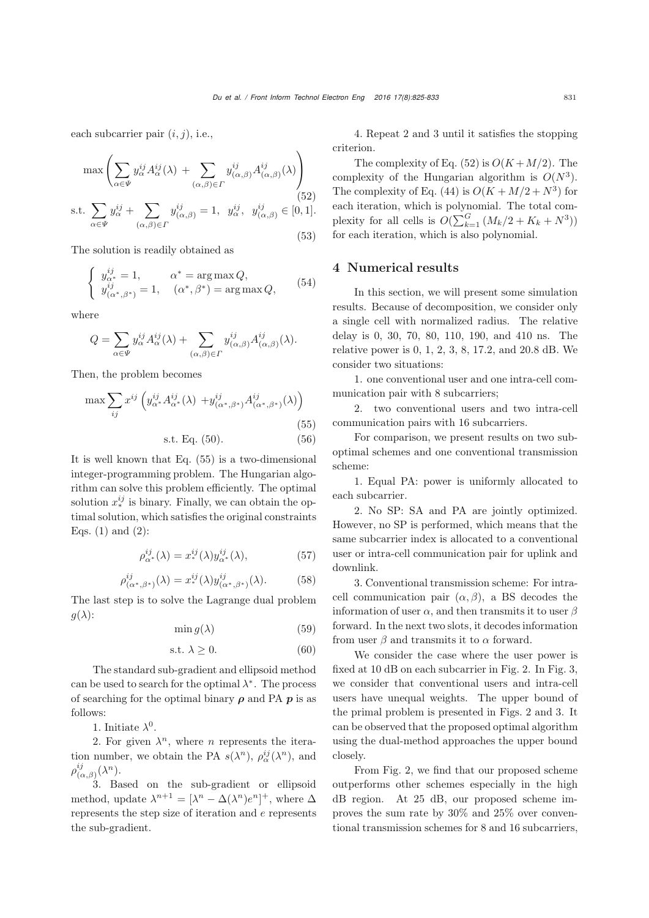each subcarrier pair $(i, j)$, i.e.,

$$\max\left(\sum_{\alpha\in\Psi} y_{\alpha}^{ij} A_{\alpha}^{ij}(\lambda) + \sum_{(\alpha,\beta)\in\Gamma} y_{(\alpha,\beta)}^{ij} A_{(\alpha,\beta)}^{ij}(\lambda)\right) \tag{52}$$

$$\text{s.t.} \sum_{\alpha\in\Psi} y_{\alpha}^{ij} + \sum_{(\alpha,\beta)\in\Gamma} y_{(\alpha,\beta)}^{ij} = 1, \;\; y_{\alpha}^{ij}, \;\; y_{(\alpha,\beta)}^{ij} \in [0,1]. \tag{53}$$

The solution is readily obtained as

$$\begin{cases} y_{\alpha^*}^{ij} = 1, & \alpha^* = \arg\max Q, \\ y_{(\alpha^*,\beta^*)}^{ij} = 1, & (\alpha^*, \beta^*) = \arg\max Q, \end{cases} \tag{54}$$

where

$$Q = \sum_{\alpha\in\Psi} y_{\alpha}^{ij} A_{\alpha}^{ij}(\lambda) + \sum_{(\alpha,\beta)\in\Gamma} y_{(\alpha,\beta)}^{ij} A_{(\alpha,\beta)}^{ij}(\lambda).$$

Then, the problem becomes

$$\max \sum_{ij} x^{ij}\left(y_{\alpha^*}^{ij} A_{\alpha^*}^{ij}(\lambda) + y_{(\alpha^*,\beta^*)}^{ij} A_{(\alpha^*,\beta^*)}^{ij}(\lambda)\right) \tag{55}$$

$$\text{s.t. Eq. (50).} \tag{56}$$

It is well known that Eq. (55) is a two-dimensional integer-programming problem. The Hungarian algorithm can solve this problem efficiently. The optimal solution $x_*^{ij}$ is binary. Finally, we can obtain the optimal solution, which satisfies the original constraints Eqs. (1) and (2):

$$\rho_{\alpha^*}^{ij}(\lambda) = x_*^{ij}(\lambda) y_{\alpha^*}^{ij}(\lambda), \tag{57}$$

$$\rho_{(\alpha^*,\beta^*)}^{ij}(\lambda) = x_*^{ij}(\lambda) y_{(\alpha^*,\beta^*)}^{ij}(\lambda). \tag{58}$$

The last step is to solve the Lagrange dual problem $g(\lambda)$:

$$\min g(\lambda) \tag{59}$$

$$\text{s.t. } \lambda \geq 0. \tag{60}$$

The standard sub-gradient and ellipsoid method can be used to search for the optimal $\lambda^*$. The process of searching for the optimal binary $\boldsymbol{\rho}$ and PA $\boldsymbol{p}$ is as follows:

1. Initiate $\lambda^0$.

2. For given $\lambda^n$, where $n$ represents the iteration number, we obtain the PA $s(\lambda^n)$, $\rho_{\alpha}^{ij}(\lambda^n)$, and $\rho_{(\alpha,\beta)}^{ij}(\lambda^n)$.

3. Based on the sub-gradient or ellipsoid method, update $\lambda^{n+1} = [\lambda^n - \Delta(\lambda^n)e^n]^+$, where $\Delta$ represents the step size of iteration and $e$ represents the sub-gradient.

4. Repeat 2 and 3 until it satisfies the stopping criterion.

The complexity of Eq. (52) is $O(K + M/2)$. The complexity of the Hungarian algorithm is $O(N^3)$. The complexity of Eq. (44) is $O(K + M/2 + N^3)$ for each iteration, which is polynomial. The total complexity for all cells is $O(\sum_{k=1}^{G}(M_k/2 + K_k + N^3))$ for each iteration, which is also polynomial.

## 4 Numerical results

In this section, we will present some simulation results. Because of decomposition, we consider only a single cell with normalized radius. The relative delay is 0, 30, 70, 80, 110, 190, and 410 ns. The relative power is 0, 1, 2, 3, 8, 17.2, and 20.8 dB. We consider two situations:

1. one conventional user and one intra-cell communication pair with 8 subcarriers;

2. two conventional users and two intra-cell communication pairs with 16 subcarriers.

For comparison, we present results on two suboptimal schemes and one conventional transmission scheme:

1. Equal PA: power is uniformly allocated to each subcarrier.

2. No SP: SA and PA are jointly optimized. However, no SP is performed, which means that the same subcarrier index is allocated to a conventional user or intra-cell communication pair for uplink and downlink.

3. Conventional transmission scheme: For intra-cell communication pair $(\alpha, \beta)$, a BS decodes the information of user $\alpha$, and then transmits it to user $\beta$ forward. In the next two slots, it decodes information from user $\beta$ and transmits it to $\alpha$ forward.

We consider the case where the user power is fixed at 10 dB on each subcarrier in Fig. 2. In Fig. 3, we consider that conventional users and intra-cell users have unequal weights. The upper bound of the primal problem is presented in Figs. 2 and 3. It can be observed that the proposed optimal algorithm using the dual-method approaches the upper bound closely.

From Fig. 2, we find that our proposed scheme outperforms other schemes especially in the high dB region. At 25 dB, our proposed scheme improves the sum rate by 30% and 25% over conventional transmission schemes for 8 and 16 subcarriers,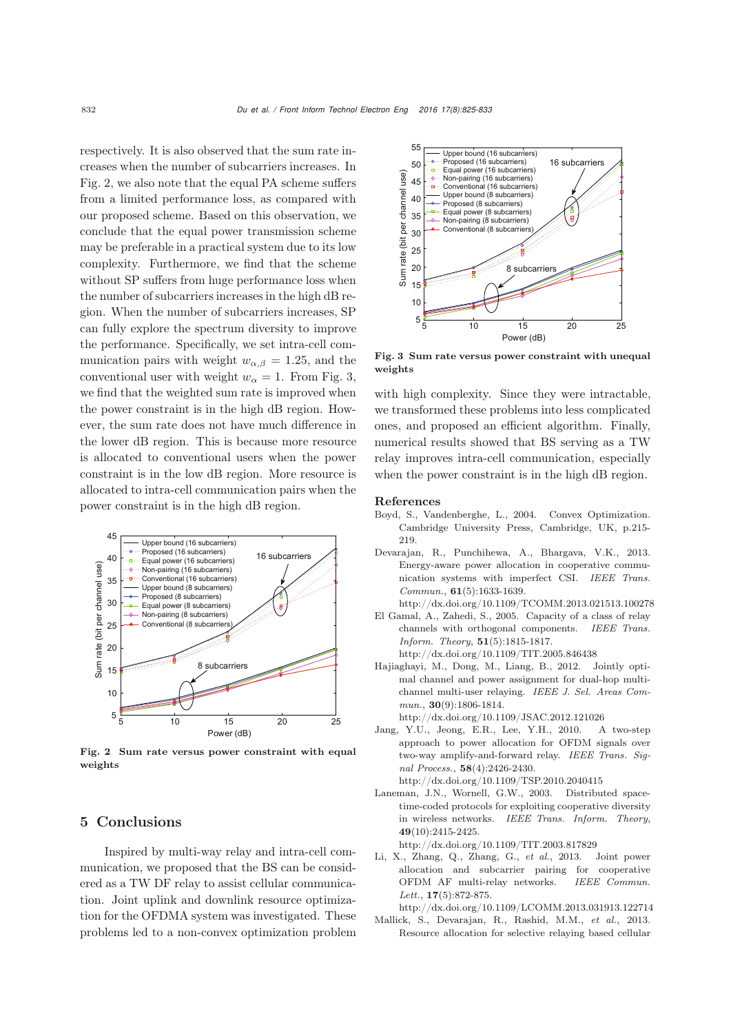respectively. It is also observed that the sum rate increases when the number of subcarriers increases. In Fig. 2, we also note that the equal PA scheme suffers from a limited performance loss, as compared with our proposed scheme. Based on this observation, we conclude that the equal power transmission scheme may be preferable in a practical system due to its low complexity. Furthermore, we find that the scheme without SP suffers from huge performance loss when the number of subcarriers increases in the high dB region. When the number of subcarriers increases, SP can fully explore the spectrum diversity to improve the performance. Specifically, we set intra-cell communication pairs with weight $w_{\alpha,\beta} = 1.25$, and the conventional user with weight $w_{\alpha} = 1$. From Fig. 3, we find that the weighted sum rate is improved when the power constraint is in the high dB region. However, the sum rate does not have much difference in the lower dB region. This is because more resource is allocated to conventional users when the power constraint is in the low dB region. More resource is allocated to intra-cell communication pairs when the power constraint is in the high dB region.

**Fig. 2 Sum rate versus power constraint with equal weights**

**Fig. 3 Sum rate versus power constraint with unequal weights**

## 5 Conclusions

Inspired by multi-way relay and intra-cell communication, we proposed that the BS can be considered as a TW DF relay to assist cellular communication. Joint uplink and downlink resource optimization for the OFDMA system was investigated. These problems led to a non-convex optimization problem with high complexity. Since they were intractable, we transformed these problems into less complicated ones, and proposed an efficient algorithm. Finally, numerical results showed that BS serving as a TW relay improves intra-cell communication, especially when the power constraint is in the high dB region.

## References

Boyd, S., Vandenberghe, L., 2004. Convex Optimization. Cambridge University Press, Cambridge, UK, p.215-219.

Devarajan, R., Punchihewa, A., Bhargava, V.K., 2013. Energy-aware power allocation in cooperative communication systems with imperfect CSI. *IEEE Trans. Commun.*, **61**(5):1633-1639. http://dx.doi.org/10.1109/TCOMM.2013.021513.100278

El Gamal, A., Zahedi, S., 2005. Capacity of a class of relay channels with orthogonal components. *IEEE Trans. Inform. Theory*, **51**(5):1815-1817. http://dx.doi.org/10.1109/TIT.2005.846438

Hajiaghayi, M., Dong, M., Liang, B., 2012. Jointly optimal channel and power assignment for dual-hop multi-channel multi-user relaying. *IEEE J. Sel. Areas Commun.*, **30**(9):1806-1814. http://dx.doi.org/10.1109/JSAC.2012.121026

Jang, Y.U., Jeong, E.R., Lee, Y.H., 2010. A two-step approach to power allocation for OFDM signals over two-way amplify-and-forward relay. *IEEE Trans. Signal Process.*, **58**(4):2426-2430. http://dx.doi.org/10.1109/TSP.2010.2040415

Laneman, J.N., Wornell, G.W., 2003. Distributed space-time-coded protocols for exploiting cooperative diversity in wireless networks. *IEEE Trans. Inform. Theory*, **49**(10):2415-2425. http://dx.doi.org/10.1109/TIT.2003.817829

Li, X., Zhang, Q., Zhang, G., *et al.*, 2013. Joint power allocation and subcarrier pairing for cooperative OFDM AF multi-relay networks. *IEEE Commun. Lett.*, **17**(5):872-875. http://dx.doi.org/10.1109/LCOMM.2013.031913.122714

Mallick, S., Devarajan, R., Rashid, M.M., *et al.*, 2013. Resource allocation for selective relaying based cellular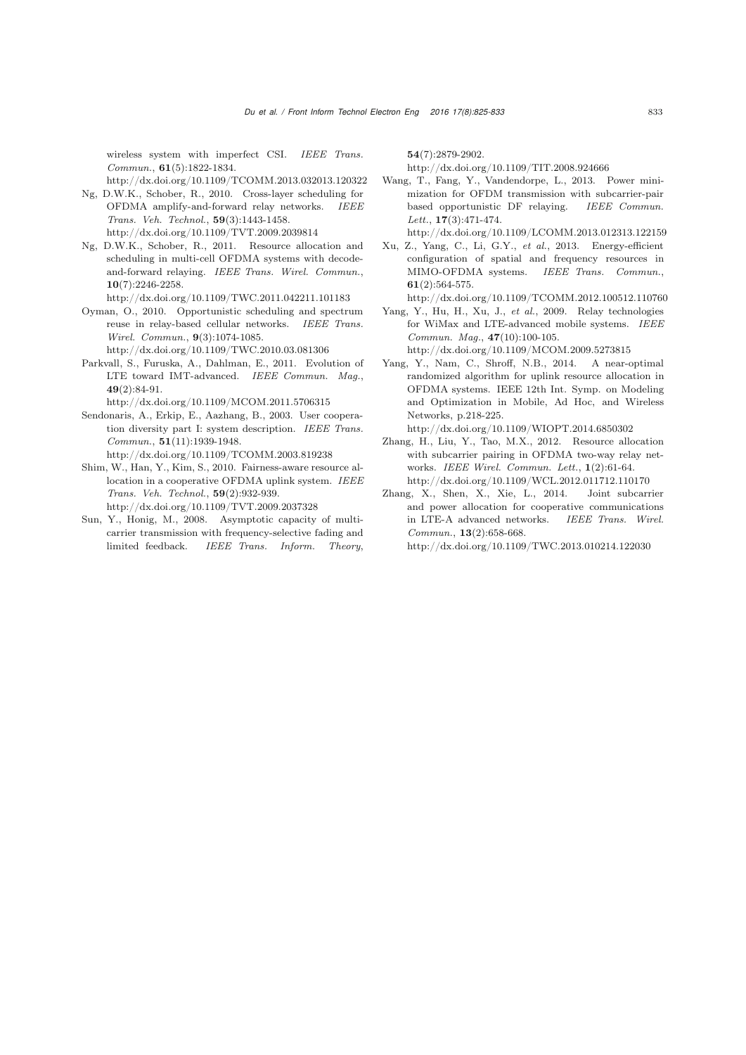wireless system with imperfect CSI. *IEEE Trans. Commun.*, **61**(5):1822-1834.
http://dx.doi.org/10.1109/TCOMM.2013.032013.120322

Ng, D.W.K., Schober, R., 2010. Cross-layer scheduling for OFDMA amplify-and-forward relay networks. *IEEE Trans. Veh. Technol.*, **59**(3):1443-1458.
http://dx.doi.org/10.1109/TVT.2009.2039814

Ng, D.W.K., Schober, R., 2011. Resource allocation and scheduling in multi-cell OFDMA systems with decode-and-forward relaying. *IEEE Trans. Wirel. Commun.*, **10**(7):2246-2258.
http://dx.doi.org/10.1109/TWC.2011.042211.101183

Oyman, O., 2010. Opportunistic scheduling and spectrum reuse in relay-based cellular networks. *IEEE Trans. Wirel. Commun.*, **9**(3):1074-1085.
http://dx.doi.org/10.1109/TWC.2010.03.081306

Parkvall, S., Furuska, A., Dahlman, E., 2011. Evolution of LTE toward IMT-advanced. *IEEE Commun. Mag.*, **49**(2):84-91.
http://dx.doi.org/10.1109/MCOM.2011.5706315

Sendonaris, A., Erkip, E., Aazhang, B., 2003. User cooperation diversity part I: system description. *IEEE Trans. Commun.*, **51**(11):1939-1948.
http://dx.doi.org/10.1109/TCOMM.2003.819238

Shim, W., Han, Y., Kim, S., 2010. Fairness-aware resource allocation in a cooperative OFDMA uplink system. *IEEE Trans. Veh. Technol.*, **59**(2):932-939.
http://dx.doi.org/10.1109/TVT.2009.2037328

Sun, Y., Honig, M., 2008. Asymptotic capacity of multi-carrier transmission with frequency-selective fading and limited feedback. *IEEE Trans. Inform. Theory*, **54**(7):2879-2902.
http://dx.doi.org/10.1109/TIT.2008.924666

Wang, T., Fang, Y., Vandendorpe, L., 2013. Power minimization for OFDM transmission with subcarrier-pair based opportunistic DF relaying. *IEEE Commun. Lett.*, **17**(3):471-474.
http://dx.doi.org/10.1109/LCOMM.2013.012313.122159

Xu, Z., Yang, C., Li, G.Y., *et al.*, 2013. Energy-efficient configuration of spatial and frequency resources in MIMO-OFDMA systems. *IEEE Trans. Commun.*, **61**(2):564-575.
http://dx.doi.org/10.1109/TCOMM.2012.100512.110760

Yang, Y., Hu, H., Xu, J., *et al.*, 2009. Relay technologies for WiMax and LTE-advanced mobile systems. *IEEE Commun. Mag.*, **47**(10):100-105.
http://dx.doi.org/10.1109/MCOM.2009.5273815

Yang, Y., Nam, C., Shroff, N.B., 2014. A near-optimal randomized algorithm for uplink resource allocation in OFDMA systems. IEEE 12th Int. Symp. on Modeling and Optimization in Mobile, Ad Hoc, and Wireless Networks, p.218-225.
http://dx.doi.org/10.1109/WIOPT.2014.6850302

Zhang, H., Liu, Y., Tao, M.X., 2012. Resource allocation with subcarrier pairing in OFDMA two-way relay networks. *IEEE Wirel. Commun. Lett.*, **1**(2):61-64.
http://dx.doi.org/10.1109/WCL.2012.011712.110170

Zhang, X., Shen, X., Xie, L., 2014. Joint subcarrier and power allocation for cooperative communications in LTE-A advanced networks. *IEEE Trans. Wirel. Commun.*, **13**(2):658-668.
http://dx.doi.org/10.1109/TWC.2013.010214.122030